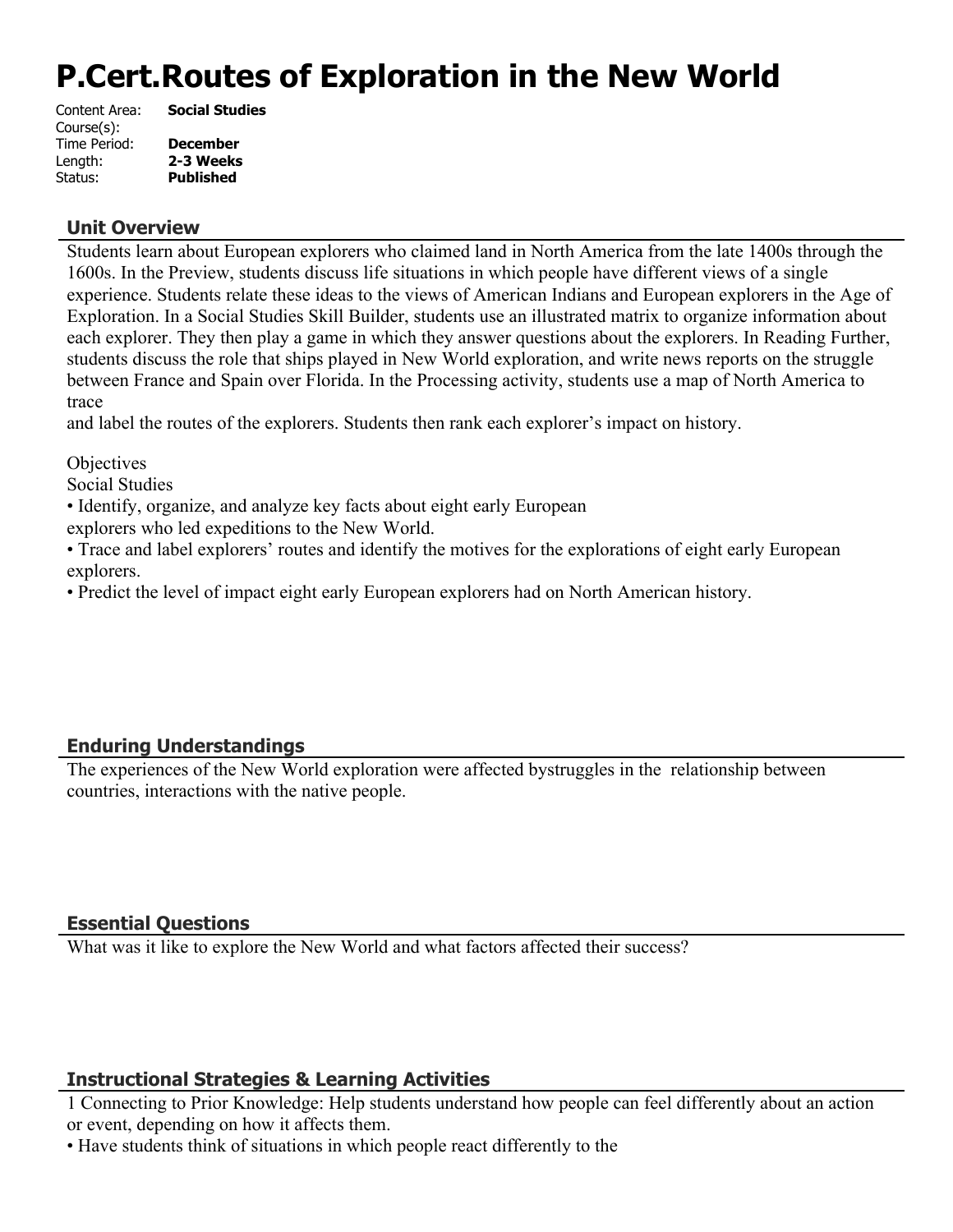# P.Cert.Routes of Exploration in the New World

Content Area: **Social Studies**
Course(s):
Time Period: **December**
Length: **2-3 Weeks**
Status: **Published**

## Unit Overview

Students learn about European explorers who claimed land in North America from the late 1400s through the 1600s. In the Preview, students discuss life situations in which people have different views of a single experience. Students relate these ideas to the views of American Indians and European explorers in the Age of Exploration. In a Social Studies Skill Builder, students use an illustrated matrix to organize information about each explorer. They then play a game in which they answer questions about the explorers. In Reading Further, students discuss the role that ships played in New World exploration, and write news reports on the struggle between France and Spain over Florida. In the Processing activity, students use a map of North America to trace
and label the routes of the explorers. Students then rank each explorer's impact on history.

Objectives
Social Studies
• Identify, organize, and analyze key facts about eight early European
explorers who led expeditions to the New World.
• Trace and label explorers' routes and identify the motives for the explorations of eight early European explorers.
• Predict the level of impact eight early European explorers had on North American history.

## Enduring Understandings

The experiences of the New World exploration were affected bystruggles in the relationship between countries, interactions with the native people.

## Essential Questions

What was it like to explore the New World and what factors affected their success?

## Instructional Strategies & Learning Activities

1 Connecting to Prior Knowledge: Help students understand how people can feel differently about an action or event, depending on how it affects them.
• Have students think of situations in which people react differently to the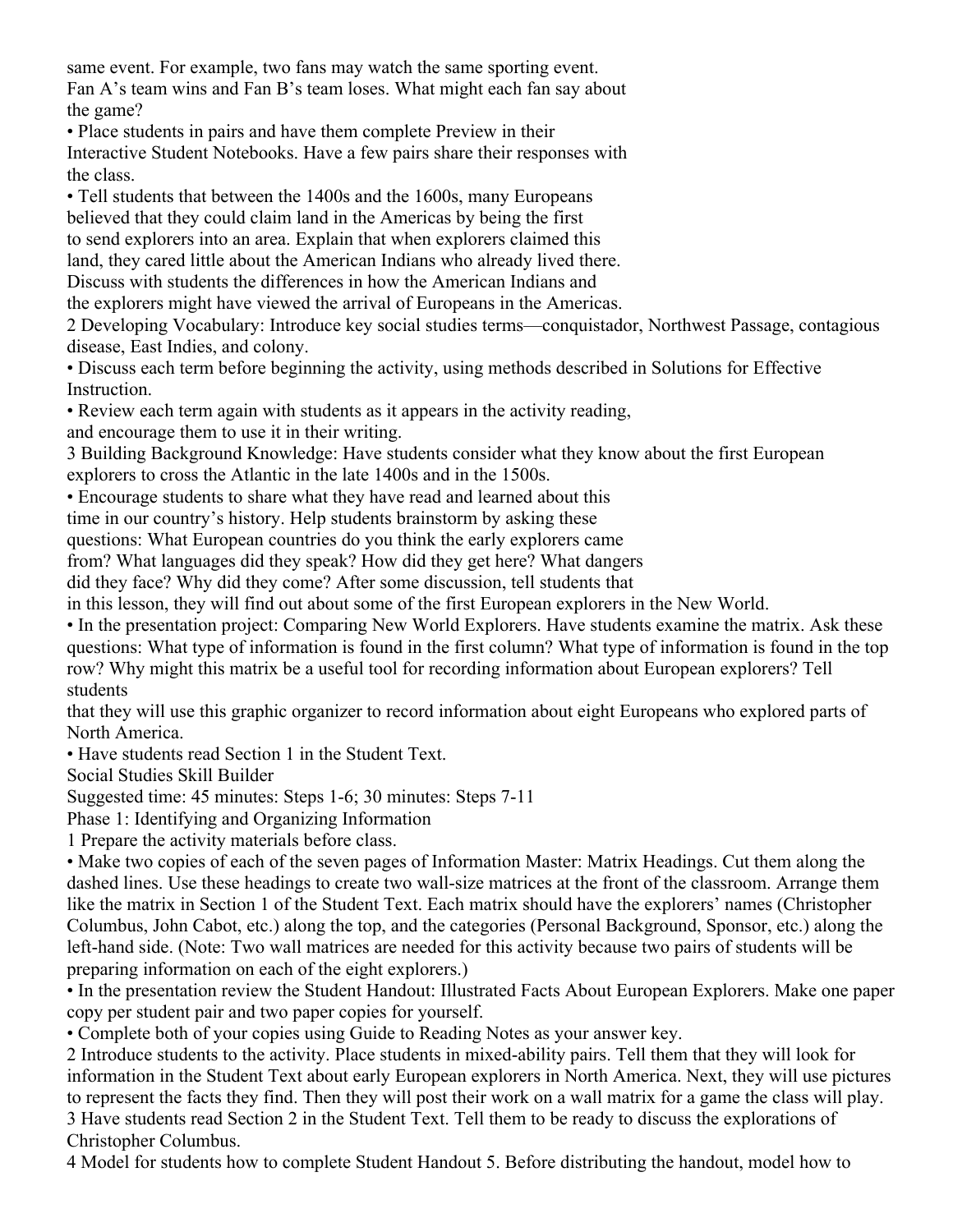same event. For example, two fans may watch the same sporting event. Fan A's team wins and Fan B's team loses. What might each fan say about the game?

- Place students in pairs and have them complete Preview in their Interactive Student Notebooks. Have a few pairs share their responses with the class.
- Tell students that between the 1400s and the 1600s, many Europeans believed that they could claim land in the Americas by being the first to send explorers into an area. Explain that when explorers claimed this land, they cared little about the American Indians who already lived there. Discuss with students the differences in how the American Indians and the explorers might have viewed the arrival of Europeans in the Americas.

2 Developing Vocabulary: Introduce key social studies terms—conquistador, Northwest Passage, contagious disease, East Indies, and colony.

- Discuss each term before beginning the activity, using methods described in Solutions for Effective Instruction.
- Review each term again with students as it appears in the activity reading, and encourage them to use it in their writing.

3 Building Background Knowledge: Have students consider what they know about the first European explorers to cross the Atlantic in the late 1400s and in the 1500s.

- Encourage students to share what they have read and learned about this time in our country's history. Help students brainstorm by asking these questions: What European countries do you think the early explorers came from? What languages did they speak? How did they get here? What dangers did they face? Why did they come? After some discussion, tell students that in this lesson, they will find out about some of the first European explorers in the New World.
- In the presentation project: Comparing New World Explorers. Have students examine the matrix. Ask these questions: What type of information is found in the first column? What type of information is found in the top row? Why might this matrix be a useful tool for recording information about European explorers? Tell students that they will use this graphic organizer to record information about eight Europeans who explored parts of North America.
- Have students read Section 1 in the Student Text.

Social Studies Skill Builder

Suggested time: 45 minutes: Steps 1-6; 30 minutes: Steps 7-11

Phase 1: Identifying and Organizing Information

1 Prepare the activity materials before class.

- Make two copies of each of the seven pages of Information Master: Matrix Headings. Cut them along the dashed lines. Use these headings to create two wall-size matrices at the front of the classroom. Arrange them like the matrix in Section 1 of the Student Text. Each matrix should have the explorers' names (Christopher Columbus, John Cabot, etc.) along the top, and the categories (Personal Background, Sponsor, etc.) along the left-hand side. (Note: Two wall matrices are needed for this activity because two pairs of students will be preparing information on each of the eight explorers.)
- In the presentation review the Student Handout: Illustrated Facts About European Explorers. Make one paper copy per student pair and two paper copies for yourself.
- Complete both of your copies using Guide to Reading Notes as your answer key.

2 Introduce students to the activity. Place students in mixed-ability pairs. Tell them that they will look for information in the Student Text about early European explorers in North America. Next, they will use pictures to represent the facts they find. Then they will post their work on a wall matrix for a game the class will play.

3 Have students read Section 2 in the Student Text. Tell them to be ready to discuss the explorations of Christopher Columbus.

4 Model for students how to complete Student Handout 5. Before distributing the handout, model how to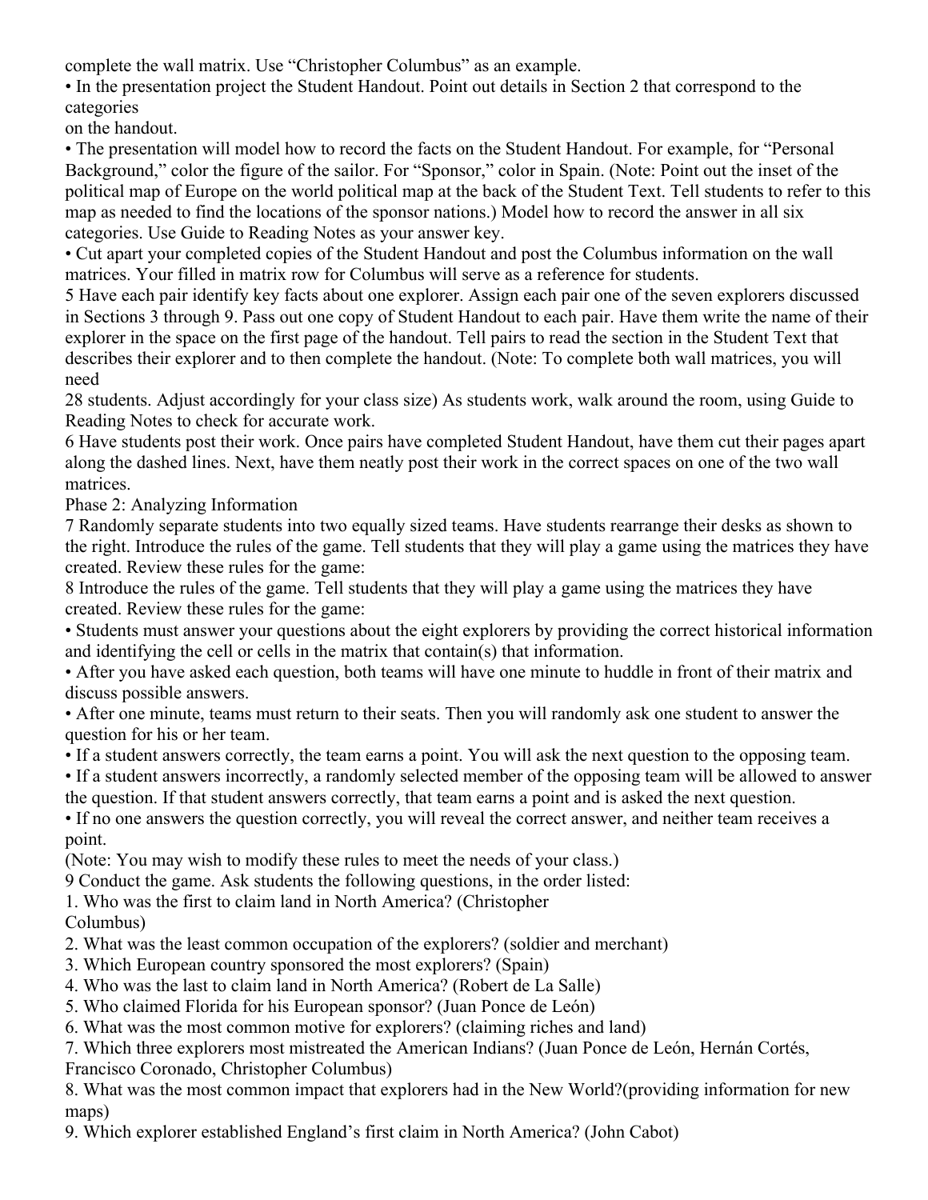complete the wall matrix. Use "Christopher Columbus" as an example.

- In the presentation project the Student Handout. Point out details in Section 2 that correspond to the categories
on the handout.
- The presentation will model how to record the facts on the Student Handout. For example, for "Personal Background," color the figure of the sailor. For "Sponsor," color in Spain. (Note: Point out the inset of the political map of Europe on the world political map at the back of the Student Text. Tell students to refer to this map as needed to find the locations of the sponsor nations.) Model how to record the answer in all six categories. Use Guide to Reading Notes as your answer key.
- Cut apart your completed copies of the Student Handout and post the Columbus information on the wall matrices. Your filled in matrix row for Columbus will serve as a reference for students.

5 Have each pair identify key facts about one explorer. Assign each pair one of the seven explorers discussed in Sections 3 through 9. Pass out one copy of Student Handout to each pair. Have them write the name of their explorer in the space on the first page of the handout. Tell pairs to read the section in the Student Text that describes their explorer and to then complete the handout. (Note: To complete both wall matrices, you will need
28 students. Adjust accordingly for your class size) As students work, walk around the room, using Guide to Reading Notes to check for accurate work.

6 Have students post their work. Once pairs have completed Student Handout, have them cut their pages apart along the dashed lines. Next, have them neatly post their work in the correct spaces on one of the two wall matrices.

Phase 2: Analyzing Information

7 Randomly separate students into two equally sized teams. Have students rearrange their desks as shown to the right. Introduce the rules of the game. Tell students that they will play a game using the matrices they have created. Review these rules for the game:

8 Introduce the rules of the game. Tell students that they will play a game using the matrices they have created. Review these rules for the game:

- Students must answer your questions about the eight explorers by providing the correct historical information and identifying the cell or cells in the matrix that contain(s) that information.
- After you have asked each question, both teams will have one minute to huddle in front of their matrix and discuss possible answers.
- After one minute, teams must return to their seats. Then you will randomly ask one student to answer the question for his or her team.
- If a student answers correctly, the team earns a point. You will ask the next question to the opposing team.
- If a student answers incorrectly, a randomly selected member of the opposing team will be allowed to answer the question. If that student answers correctly, that team earns a point and is asked the next question.
- If no one answers the question correctly, you will reveal the correct answer, and neither team receives a point.

(Note: You may wish to modify these rules to meet the needs of your class.)

9 Conduct the game. Ask students the following questions, in the order listed:

1. Who was the first to claim land in North America? (Christopher Columbus)
2. What was the least common occupation of the explorers? (soldier and merchant)
3. Which European country sponsored the most explorers? (Spain)
4. Who was the last to claim land in North America? (Robert de La Salle)
5. Who claimed Florida for his European sponsor? (Juan Ponce de León)
6. What was the most common motive for explorers? (claiming riches and land)
7. Which three explorers most mistreated the American Indians? (Juan Ponce de León, Hernán Cortés, Francisco Coronado, Christopher Columbus)
8. What was the most common impact that explorers had in the New World?(providing information for new maps)
9. Which explorer established England's first claim in North America? (John Cabot)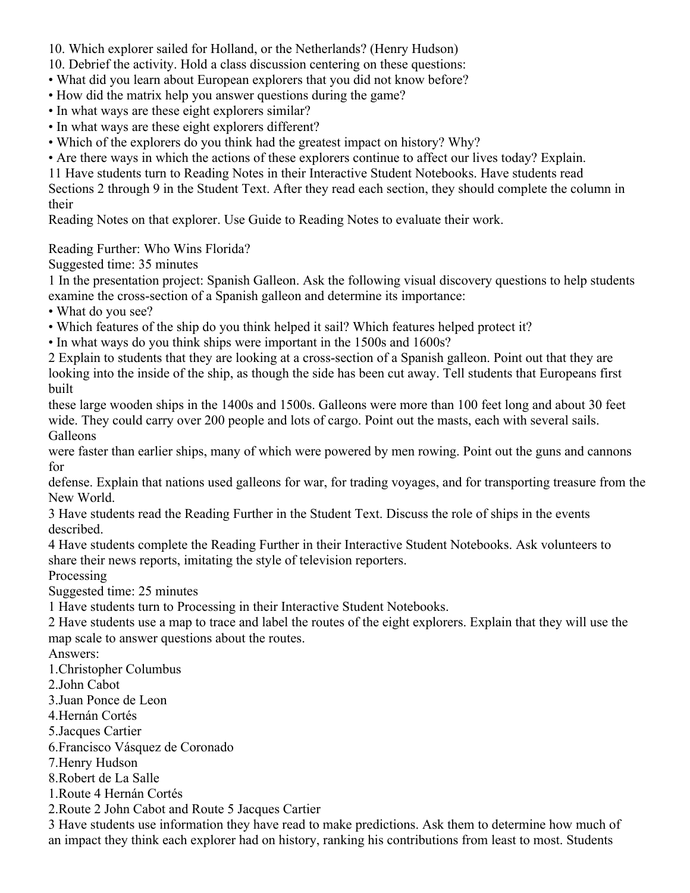10. Which explorer sailed for Holland, or the Netherlands? (Henry Hudson)

10. Debrief the activity. Hold a class discussion centering on these questions:

- What did you learn about European explorers that you did not know before?
- How did the matrix help you answer questions during the game?
- In what ways are these eight explorers similar?
- In what ways are these eight explorers different?
- Which of the explorers do you think had the greatest impact on history? Why?
- Are there ways in which the actions of these explorers continue to affect our lives today? Explain.

11 Have students turn to Reading Notes in their Interactive Student Notebooks. Have students read Sections 2 through 9 in the Student Text. After they read each section, they should complete the column in their Reading Notes on that explorer. Use Guide to Reading Notes to evaluate their work.

Reading Further: Who Wins Florida?

Suggested time: 35 minutes

1 In the presentation project: Spanish Galleon. Ask the following visual discovery questions to help students examine the cross-section of a Spanish galleon and determine its importance:

- What do you see?
- Which features of the ship do you think helped it sail? Which features helped protect it?
- In what ways do you think ships were important in the 1500s and 1600s?

2 Explain to students that they are looking at a cross-section of a Spanish galleon. Point out that they are looking into the inside of the ship, as though the side has been cut away. Tell students that Europeans first built these large wooden ships in the 1400s and 1500s. Galleons were more than 100 feet long and about 30 feet wide. They could carry over 200 people and lots of cargo. Point out the masts, each with several sails. Galleons were faster than earlier ships, many of which were powered by men rowing. Point out the guns and cannons for defense. Explain that nations used galleons for war, for trading voyages, and for transporting treasure from the New World.

3 Have students read the Reading Further in the Student Text. Discuss the role of ships in the events described.

4 Have students complete the Reading Further in their Interactive Student Notebooks. Ask volunteers to share their news reports, imitating the style of television reporters.

Processing

Suggested time: 25 minutes

1 Have students turn to Processing in their Interactive Student Notebooks.

2 Have students use a map to trace and label the routes of the eight explorers. Explain that they will use the map scale to answer questions about the routes.

Answers:

1.Christopher Columbus
2.John Cabot
3.Juan Ponce de Leon
4.Hernán Cortés
5.Jacques Cartier
6.Francisco Vásquez de Coronado
7.Henry Hudson
8.Robert de La Salle

1.Route 4 Hernán Cortés
2.Route 2 John Cabot and Route 5 Jacques Cartier

3 Have students use information they have read to make predictions. Ask them to determine how much of an impact they think each explorer had on history, ranking his contributions from least to most. Students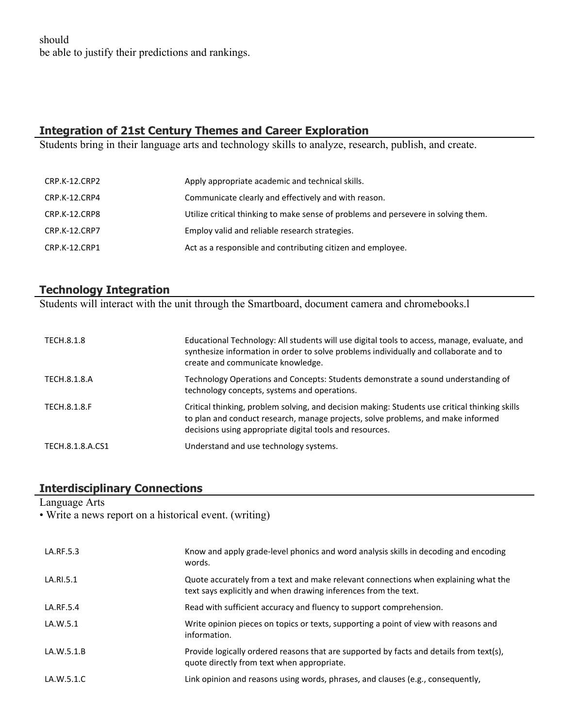should
be able to justify their predictions and rankings.

## Integration of 21st Century Themes and Career Exploration

Students bring in their language arts and technology skills to analyze, research, publish, and create.

| | |
|---|---|
| CRP.K-12.CRP2 | Apply appropriate academic and technical skills. |
| CRP.K-12.CRP4 | Communicate clearly and effectively and with reason. |
| CRP.K-12.CRP8 | Utilize critical thinking to make sense of problems and persevere in solving them. |
| CRP.K-12.CRP7 | Employ valid and reliable research strategies. |
| CRP.K-12.CRP1 | Act as a responsible and contributing citizen and employee. |

## Technology Integration

Students will interact with the unit through the Smartboard, document camera and chromebooks.l

| | |
|---|---|
| TECH.8.1.8 | Educational Technology: All students will use digital tools to access, manage, evaluate, and synthesize information in order to solve problems individually and collaborate and to create and communicate knowledge. |
| TECH.8.1.8.A | Technology Operations and Concepts: Students demonstrate a sound understanding of technology concepts, systems and operations. |
| TECH.8.1.8.F | Critical thinking, problem solving, and decision making: Students use critical thinking skills to plan and conduct research, manage projects, solve problems, and make informed decisions using appropriate digital tools and resources. |
| TECH.8.1.8.A.CS1 | Understand and use technology systems. |

## Interdisciplinary Connections

Language Arts
• Write a news report on a historical event. (writing)

| | |
|---|---|
| LA.RF.5.3 | Know and apply grade-level phonics and word analysis skills in decoding and encoding words. |
| LA.RI.5.1 | Quote accurately from a text and make relevant connections when explaining what the text says explicitly and when drawing inferences from the text. |
| LA.RF.5.4 | Read with sufficient accuracy and fluency to support comprehension. |
| LA.W.5.1 | Write opinion pieces on topics or texts, supporting a point of view with reasons and information. |
| LA.W.5.1.B | Provide logically ordered reasons that are supported by facts and details from text(s), quote directly from text when appropriate. |
| LA.W.5.1.C | Link opinion and reasons using words, phrases, and clauses (e.g., consequently, |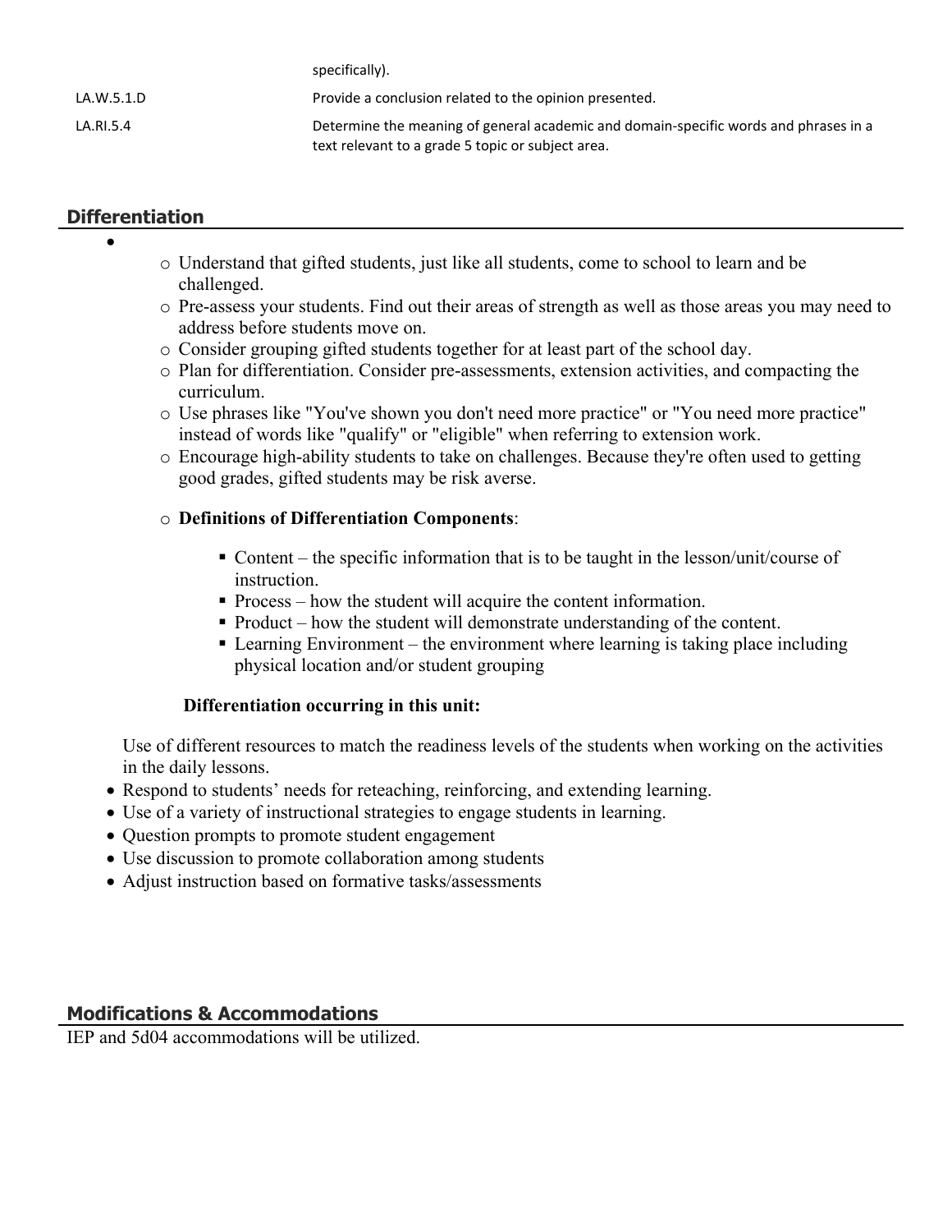| | |
|---|---|
| | specifically). |
| LA.W.5.1.D | Provide a conclusion related to the opinion presented. |
| LA.RI.5.4 | Determine the meaning of general academic and domain-specific words and phrases in a text relevant to a grade 5 topic or subject area. |

## Differentiation

- 
  - Understand that gifted students, just like all students, come to school to learn and be challenged.
  - Pre-assess your students. Find out their areas of strength as well as those areas you may need to address before students move on.
  - Consider grouping gifted students together for at least part of the school day.
  - Plan for differentiation. Consider pre-assessments, extension activities, and compacting the curriculum.
  - Use phrases like "You've shown you don't need more practice" or "You need more practice" instead of words like "qualify" or "eligible" when referring to extension work.
  - Encourage high-ability students to take on challenges. Because they're often used to getting good grades, gifted students may be risk averse.
  - **Definitions of Differentiation Components**:
    - Content – the specific information that is to be taught in the lesson/unit/course of instruction.
    - Process – how the student will acquire the content information.
    - Product – how the student will demonstrate understanding of the content.
    - Learning Environment – the environment where learning is taking place including physical location and/or student grouping

    **Differentiation occurring in this unit:**

  Use of different resources to match the readiness levels of the students when working on the activities in the daily lessons.
- Respond to students' needs for reteaching, reinforcing, and extending learning.
- Use of a variety of instructional strategies to engage students in learning.
- Question prompts to promote student engagement
- Use discussion to promote collaboration among students
- Adjust instruction based on formative tasks/assessments

## Modifications & Accommodations

IEP and 5d04 accommodations will be utilized.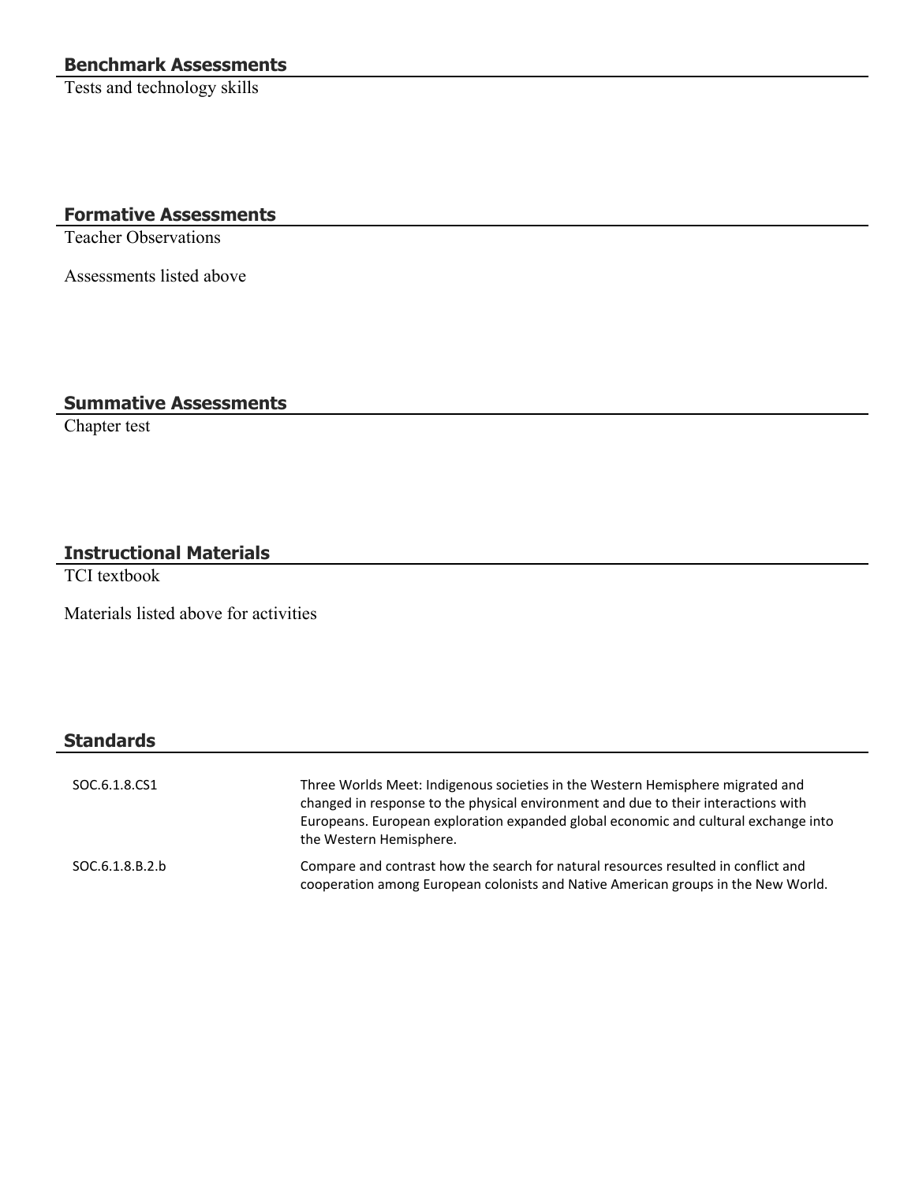## Benchmark Assessments

Tests and technology skills

## Formative Assessments

Teacher Observations

Assessments listed above

## Summative Assessments

Chapter test

## Instructional Materials

TCI textbook

Materials listed above for activities

## Standards

| | |
|---|---|
| SOC.6.1.8.CS1 | Three Worlds Meet: Indigenous societies in the Western Hemisphere migrated and changed in response to the physical environment and due to their interactions with Europeans. European exploration expanded global economic and cultural exchange into the Western Hemisphere. |
| SOC.6.1.8.B.2.b | Compare and contrast how the search for natural resources resulted in conflict and cooperation among European colonists and Native American groups in the New World. |